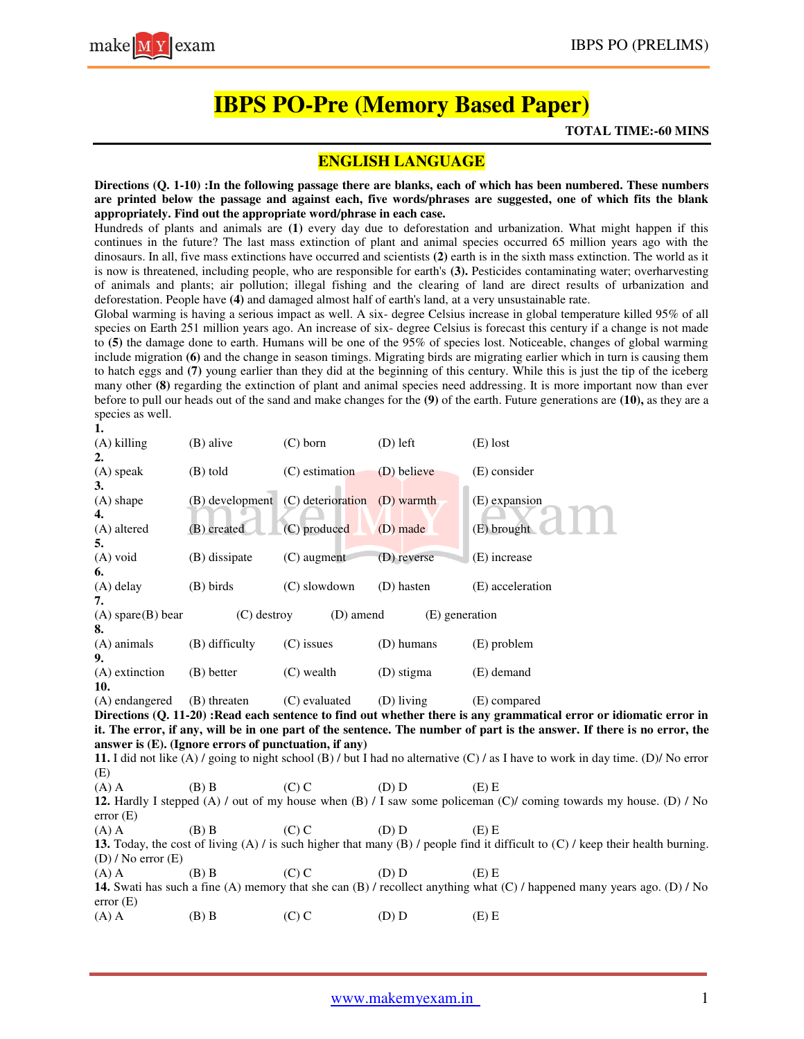# IBPS PO-Pre (Memory Based Paper)

**TOTAL TIME:-60 MINS**

## ENGLISH LANGUAGE

**Directions (Q. 1-10) :In the following passage there are blanks, each of which has been numbered. These numbers are printed below the passage and against each, five words/phrases are suggested, one of which fits the blank appropriately. Find out the appropriate word/phrase in each case.**

Hundreds of plants and animals are **(1)** every day due to deforestation and urbanization. What might happen if this continues in the future? The last mass extinction of plant and animal species occurred 65 million years ago with the dinosaurs. In all, five mass extinctions have occurred and scientists **(2)** earth is in the sixth mass extinction. The world as it is now is threatened, including people, who are responsible for earth's **(3).** Pesticides contaminating water; overharvesting of animals and plants; air pollution; illegal fishing and the clearing of land are direct results of urbanization and deforestation. People have **(4)** and damaged almost half of earth's land, at a very unsustainable rate.

Global warming is having a serious impact as well. A six- degree Celsius increase in global temperature killed 95% of all species on Earth 251 million years ago. An increase of six- degree Celsius is forecast this century if a change is not made to **(5)** the damage done to earth. Humans will be one of the 95% of species lost. Noticeable, changes of global warming include migration **(6)** and the change in season timings. Migrating birds are migrating earlier which in turn is causing them to hatch eggs and **(7)** young earlier than they did at the beginning of this century. While this is just the tip of the iceberg many other **(8)** regarding the extinction of plant and animal species need addressing. It is more important now than ever before to pull our heads out of the sand and make changes for the **(9)** of the earth. Future generations are **(10),** as they are a species as well.

**1.**
(A) killing (B) alive (C) born (D) left (E) lost

**2.**
(A) speak (B) told (C) estimation (D) believe (E) consider

**3.**
(A) shape (B) development (C) deterioration (D) warmth (E) expansion

**4.**
(A) altered (B) created (C) produced (D) made (E) brought

**5.**
(A) void (B) dissipate (C) augment (D) reverse (E) increase

**6.**
(A) delay (B) birds (C) slowdown (D) hasten (E) acceleration

**7.**
(A) spare(B) bear (C) destroy (D) amend (E) generation

**8.**
(A) animals (B) difficulty (C) issues (D) humans (E) problem

**9.**
(A) extinction (B) better (C) wealth (D) stigma (E) demand

**10.**
(A) endangered (B) threaten (C) evaluated (D) living (E) compared

**Directions (Q. 11-20) :Read each sentence to find out whether there is any grammatical error or idiomatic error in it. The error, if any, will be in one part of the sentence. The number of part is the answer. If there is no error, the answer is (E). (Ignore errors of punctuation, if any)**

**11.** I did not like (A) / going to night school (B) / but I had no alternative (C) / as I have to work in day time. (D)/ No error (E)
(A) A (B) B (C) C (D) D (E) E

**12.** Hardly I stepped (A) / out of my house when (B) / I saw some policeman (C)/ coming towards my house. (D) / No error (E)
(A) A (B) B (C) C (D) D (E) E

**13.** Today, the cost of living (A) / is such higher that many (B) / people find it difficult to (C) / keep their health burning. (D) / No error (E)
(A) A (B) B (C) C (D) D (E) E

**14.** Swati has such a fine (A) memory that she can (B) / recollect anything what (C) / happened many years ago. (D) / No error (E)
(A) A (B) B (C) C (D) D (E) E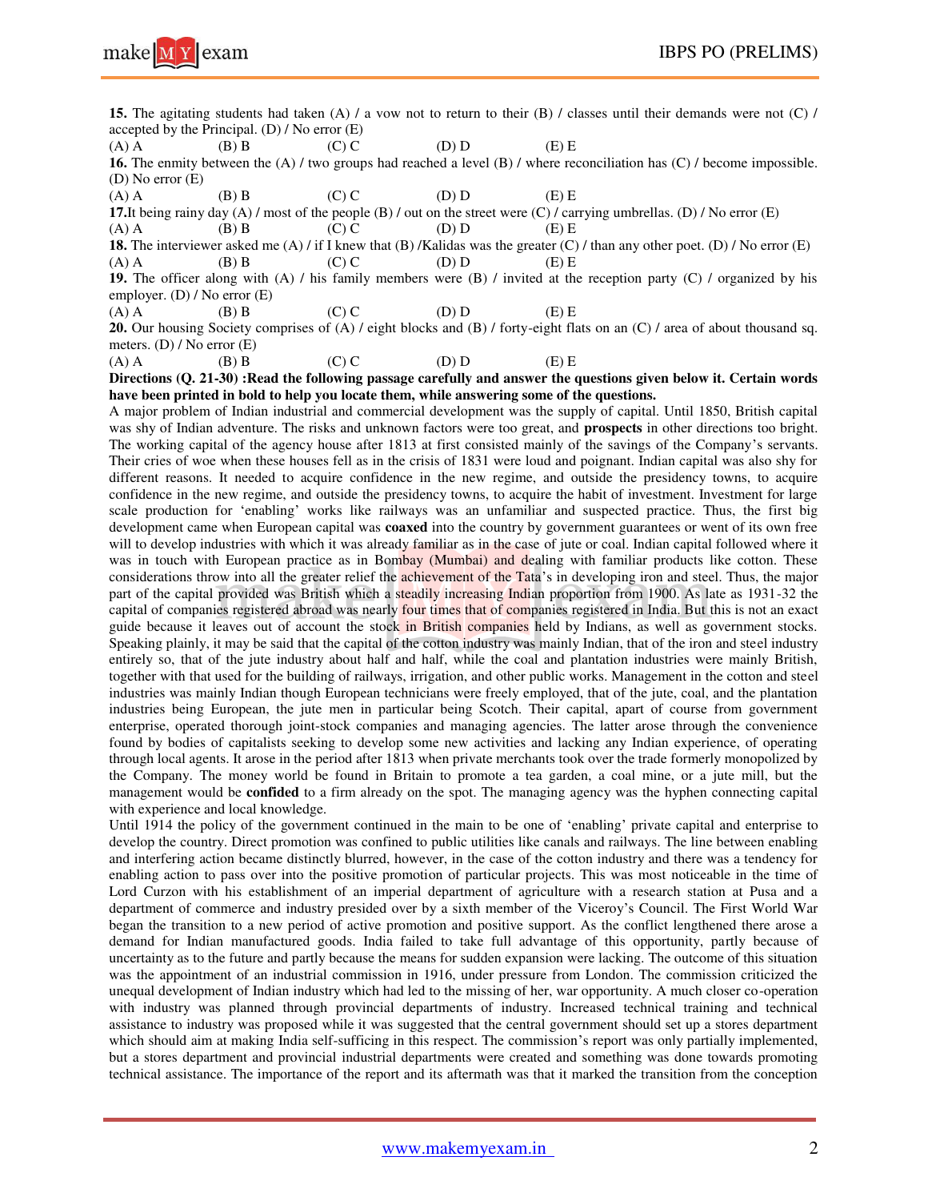**15.** The agitating students had taken (A) / a vow not to return to their (B) / classes until their demands were not (C) / accepted by the Principal. (D) / No error (E)

(A) A (B) B (C) C (D) D (E) E

**16.** The enmity between the (A) / two groups had reached a level (B) / where reconciliation has (C) / become impossible. (D) No error (E)

(A) A (B) B (C) C (D) D (E) E

**17.**It being rainy day (A) / most of the people (B) / out on the street were (C) / carrying umbrellas. (D) / No error (E)

(A) A (B) B (C) C (D) D (E) E

**18.** The interviewer asked me (A) / if I knew that (B) /Kalidas was the greater (C) / than any other poet. (D) / No error (E)

(A) A (B) B (C) C (D) D (E) E

**19.** The officer along with (A) / his family members were (B) / invited at the reception party (C) / organized by his employer. (D) / No error (E)

(A) A (B) B (C) C (D) D (E) E

**20.** Our housing Society comprises of (A) / eight blocks and (B) / forty-eight flats on an (C) / area of about thousand sq. meters. (D) / No error (E)

(A) A (B) B (C) C (D) D (E) E

**Directions (Q. 21-30) :Read the following passage carefully and answer the questions given below it. Certain words have been printed in bold to help you locate them, while answering some of the questions.**

A major problem of Indian industrial and commercial development was the supply of capital. Until 1850, British capital was shy of Indian adventure. The risks and unknown factors were too great, and **prospects** in other directions too bright. The working capital of the agency house after 1813 at first consisted mainly of the savings of the Company's servants. Their cries of woe when these houses fell as in the crisis of 1831 were loud and poignant. Indian capital was also shy for different reasons. It needed to acquire confidence in the new regime, and outside the presidency towns, to acquire confidence in the new regime, and outside the presidency towns, to acquire the habit of investment. Investment for large scale production for 'enabling' works like railways was an unfamiliar and suspected practice. Thus, the first big development came when European capital was **coaxed** into the country by government guarantees or went of its own free will to develop industries with which it was already familiar as in the case of jute or coal. Indian capital followed where it was in touch with European practice as in Bombay (Mumbai) and dealing with familiar products like cotton. These considerations throw into all the greater relief the achievement of the Tata's in developing iron and steel. Thus, the major part of the capital provided was British which a steadily increasing Indian proportion from 1900. As late as 1931-32 the capital of companies registered abroad was nearly four times that of companies registered in India. But this is not an exact guide because it leaves out of account the stock in British companies held by Indians, as well as government stocks. Speaking plainly, it may be said that the capital of the cotton industry was mainly Indian, that of the iron and steel industry entirely so, that of the jute industry about half and half, while the coal and plantation industries were mainly British, together with that used for the building of railways, irrigation, and other public works. Management in the cotton and steel industries was mainly Indian though European technicians were freely employed, that of the jute, coal, and the plantation industries being European, the jute men in particular being Scotch. Their capital, apart of course from government enterprise, operated thorough joint-stock companies and managing agencies. The latter arose through the convenience found by bodies of capitalists seeking to develop some new activities and lacking any Indian experience, of operating through local agents. It arose in the period after 1813 when private merchants took over the trade formerly monopolized by the Company. The money world be found in Britain to promote a tea garden, a coal mine, or a jute mill, but the management would be **confided** to a firm already on the spot. The managing agency was the hyphen connecting capital with experience and local knowledge.

Until 1914 the policy of the government continued in the main to be one of 'enabling' private capital and enterprise to develop the country. Direct promotion was confined to public utilities like canals and railways. The line between enabling and interfering action became distinctly blurred, however, in the case of the cotton industry and there was a tendency for enabling action to pass over into the positive promotion of particular projects. This was most noticeable in the time of Lord Curzon with his establishment of an imperial department of agriculture with a research station at Pusa and a department of commerce and industry presided over by a sixth member of the Viceroy's Council. The First World War began the transition to a new period of active promotion and positive support. As the conflict lengthened there arose a demand for Indian manufactured goods. India failed to take full advantage of this opportunity, partly because of uncertainty as to the future and partly because the means for sudden expansion were lacking. The outcome of this situation was the appointment of an industrial commission in 1916, under pressure from London. The commission criticized the unequal development of Indian industry which had led to the missing of her, war opportunity. A much closer co-operation with industry was planned through provincial departments of industry. Increased technical training and technical assistance to industry was proposed while it was suggested that the central government should set up a stores department which should aim at making India self-sufficing in this respect. The commission's report was only partially implemented, but a stores department and provincial industrial departments were created and something was done towards promoting technical assistance. The importance of the report and its aftermath was that it marked the transition from the conception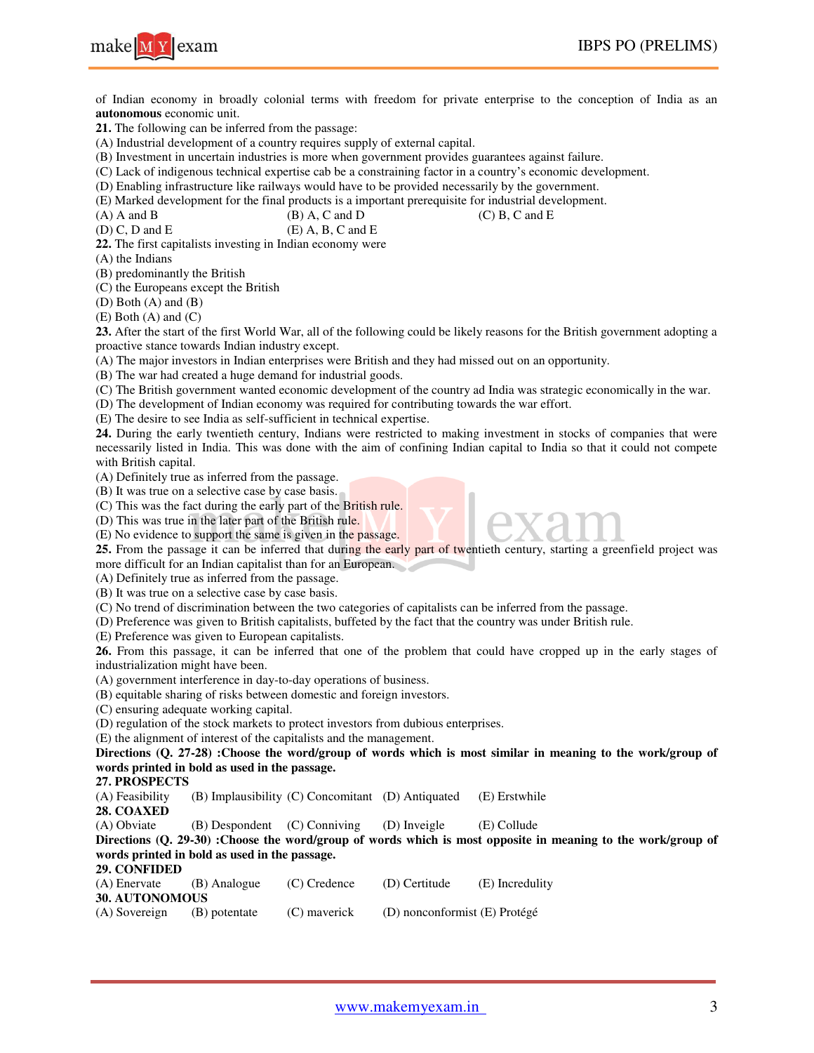of Indian economy in broadly colonial terms with freedom for private enterprise to the conception of India as an **autonomous** economic unit.

**21.** The following can be inferred from the passage:
(A) Industrial development of a country requires supply of external capital.
(B) Investment in uncertain industries is more when government provides guarantees against failure.
(C) Lack of indigenous technical expertise cab be a constraining factor in a country's economic development.
(D) Enabling infrastructure like railways would have to be provided necessarily by the government.
(E) Marked development for the final products is a important prerequisite for industrial development.
(A) A and B (B) A, C and D (C) B, C and E
(D) C, D and E (E) A, B, C and E

**22.** The first capitalists investing in Indian economy were
(A) the Indians
(B) predominantly the British
(C) the Europeans except the British
(D) Both (A) and (B)
(E) Both (A) and (C)

**23.** After the start of the first World War, all of the following could be likely reasons for the British government adopting a proactive stance towards Indian industry except.
(A) The major investors in Indian enterprises were British and they had missed out on an opportunity.
(B) The war had created a huge demand for industrial goods.
(C) The British government wanted economic development of the country ad India was strategic economically in the war.
(D) The development of Indian economy was required for contributing towards the war effort.
(E) The desire to see India as self-sufficient in technical expertise.

**24.** During the early twentieth century, Indians were restricted to making investment in stocks of companies that were necessarily listed in India. This was done with the aim of confining Indian capital to India so that it could not compete with British capital.
(A) Definitely true as inferred from the passage.
(B) It was true on a selective case by case basis.
(C) This was the fact during the early part of the British rule.
(D) This was true in the later part of the British rule.
(E) No evidence to support the same is given in the passage.

**25.** From the passage it can be inferred that during the early part of twentieth century, starting a greenfield project was more difficult for an Indian capitalist than for an European.
(A) Definitely true as inferred from the passage.
(B) It was true on a selective case by case basis.
(C) No trend of discrimination between the two categories of capitalists can be inferred from the passage.
(D) Preference was given to British capitalists, buffeted by the fact that the country was under British rule.
(E) Preference was given to European capitalists.

**26.** From this passage, it can be inferred that one of the problem that could have cropped up in the early stages of industrialization might have been.
(A) government interference in day-to-day operations of business.
(B) equitable sharing of risks between domestic and foreign investors.
(C) ensuring adequate working capital.
(D) regulation of the stock markets to protect investors from dubious enterprises.
(E) the alignment of interest of the capitalists and the management.

**Directions (Q. 27-28) :Choose the word/group of words which is most similar in meaning to the work/group of words printed in bold as used in the passage.**

**27. PROSPECTS**
(A) Feasibility (B) Implausibility (C) Concomitant (D) Antiquated (E) Erstwhile

**28. COAXED**
(A) Obviate (B) Despondent (C) Conniving (D) Inveigle (E) Collude

**Directions (Q. 29-30) :Choose the word/group of words which is most opposite in meaning to the work/group of words printed in bold as used in the passage.**

**29. CONFIDED**
(A) Enervate (B) Analogue (C) Credence (D) Certitude (E) Incredulity

**30. AUTONOMOUS**
(A) Sovereign (B) potentate (C) maverick (D) nonconformist (E) Protégé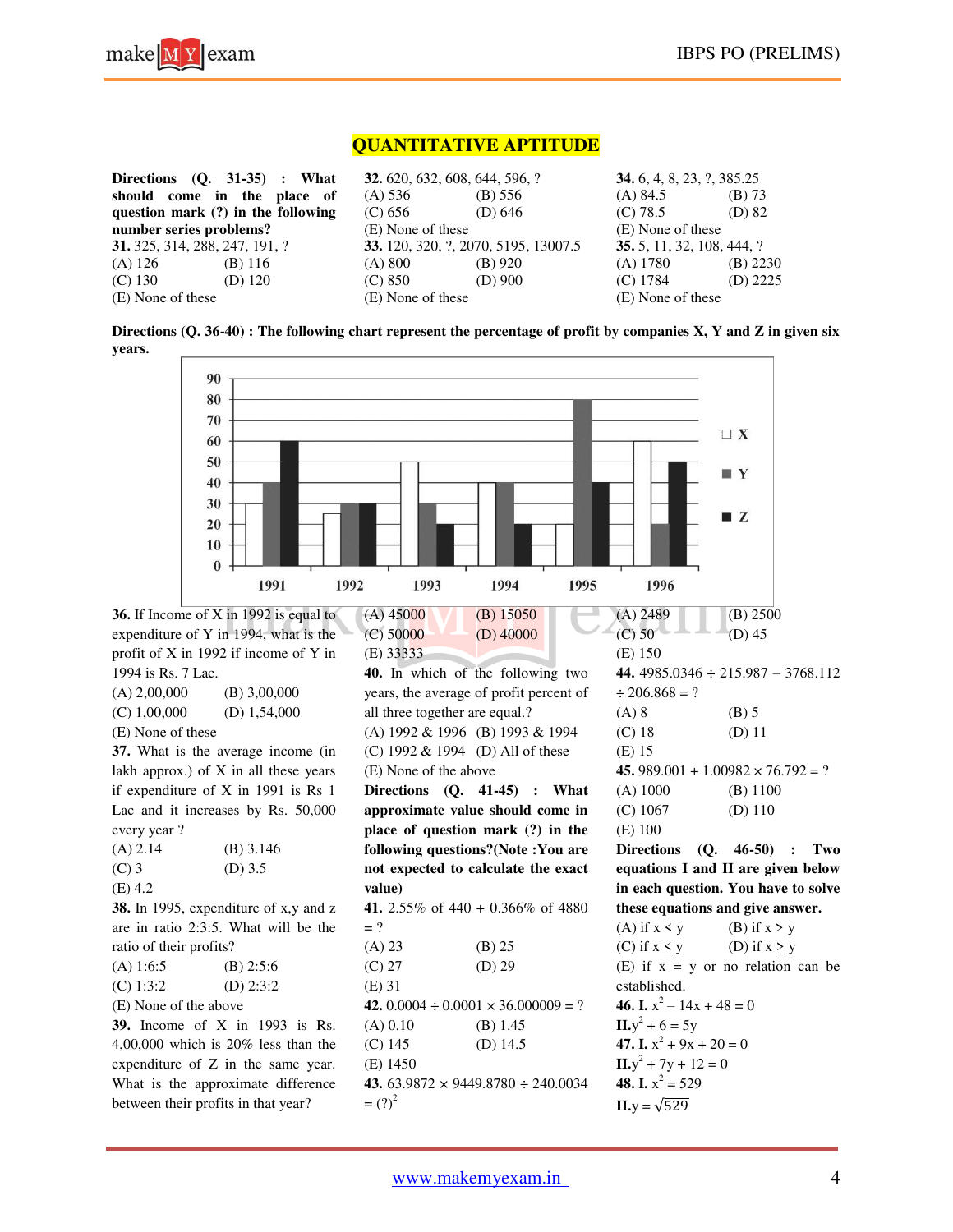# QUANTITATIVE APTITUDE

**Directions (Q. 31-35) : What should come in the place of question mark (?) in the following number series problems?**

**31.** 325, 314, 288, 247, 191, ?
(A) 126 (B) 116
(C) 130 (D) 120
(E) None of these

**32.** 620, 632, 608, 644, 596, ?
(A) 536 (B) 556
(C) 656 (D) 646
(E) None of these

**33.** 120, 320, ?, 2070, 5195, 13007.5
(A) 800 (B) 920
(C) 850 (D) 900
(E) None of these

**34.** 6, 4, 8, 23, ?, 385.25
(A) 84.5 (B) 73
(C) 78.5 (D) 82
(E) None of these

**35.** 5, 11, 32, 108, 444, ?
(A) 1780 (B) 2230
(C) 1784 (D) 2225
(E) None of these

**Directions (Q. 36-40) : The following chart represent the percentage of profit by companies X, Y and Z in given six years.**

| Year | X | Y | Z |
|---|---|---|---|
| 1991 | 30 | 40 | 60 |
| 1992 | 25 | 30 | 30 |
| 1993 | 50 | 30 | 20 |
| 1994 | 40 | 40 | 20 |
| 1995 | 20 | 80 | 40 |
| 1996 | 60 | 20 | 50 |

**36.** If Income of X in 1992 is equal to expenditure of Y in 1994, what is the profit of X in 1992 if income of Y in 1994 is Rs. 7 Lac.
(A) 2,00,000 (B) 3,00,000
(C) 1,00,000 (D) 1,54,000
(E) None of these

**37.** What is the average income (in lakh approx.) of X in all these years if expenditure of X in 1991 is Rs 1 Lac and it increases by Rs. 50,000 every year ?
(A) 2.14 (B) 3.146
(C) 3 (D) 3.5
(E) 4.2

**38.** In 1995, expenditure of x,y and z are in ratio 2:3:5. What will be the ratio of their profits?
(A) 1:6:5 (B) 2:5:6
(C) 1:3:2 (D) 2:3:2
(E) None of the above

**39.** Income of X in 1993 is Rs. 4,00,000 which is 20% less than the expenditure of Z in the same year. What is the approximate difference between their profits in that year?
(A) 45000 (B) 15050
(C) 50000 (D) 40000
(E) 33333

**40.** In which of the following two years, the average of profit percent of all three together are equal.?
(A) 1992 & 1996 (B) 1993 & 1994
(C) 1992 & 1994 (D) All of these
(E) None of the above

**Directions (Q. 41-45) : What approximate value should come in place of question mark (?) in the following questions?(Note :You are not expected to calculate the exact value)**

**41.** 2.55% of 440 + 0.366% of 4880 = ?
(A) 23 (B) 25
(C) 27 (D) 29
(E) 31

**42.** $0.0004 \div 0.0001 \times 36.000009 = ?$
(A) 0.10 (B) 1.45
(C) 145 (D) 14.5
(E) 1450

**43.** $63.9872 \times 9449.8780 \div 240.0034 = (?)^2$
(A) 2489 (B) 2500
(C) 50 (D) 45
(E) 150

**44.** $4985.0346 \div 215.987 - 3768.112 \div 206.868 = ?$
(A) 8 (B) 5
(C) 18 (D) 11
(E) 15

**45.** $989.001 + 1.00982 \times 76.792 = ?$
(A) 1000 (B) 1100
(C) 1067 (D) 110
(E) 100

**Directions (Q. 46-50) : Two equations I and II are given below in each question. You have to solve these equations and give answer.**
(A) if $x < y$ (B) if $x > y$
(C) if $x \leq y$ (D) if $x \geq y$
(E) if $x = y$ or no relation can be established.

**46.** **I.** $x^2 - 14x + 48 = 0$
**II.** $y^2 + 6 = 5y$

**47.** **I.** $x^2 + 9x + 20 = 0$
**II.** $y^2 + 7y + 12 = 0$

**48.** **I.** $x^2 = 529$
**II.** $y = \sqrt{529}$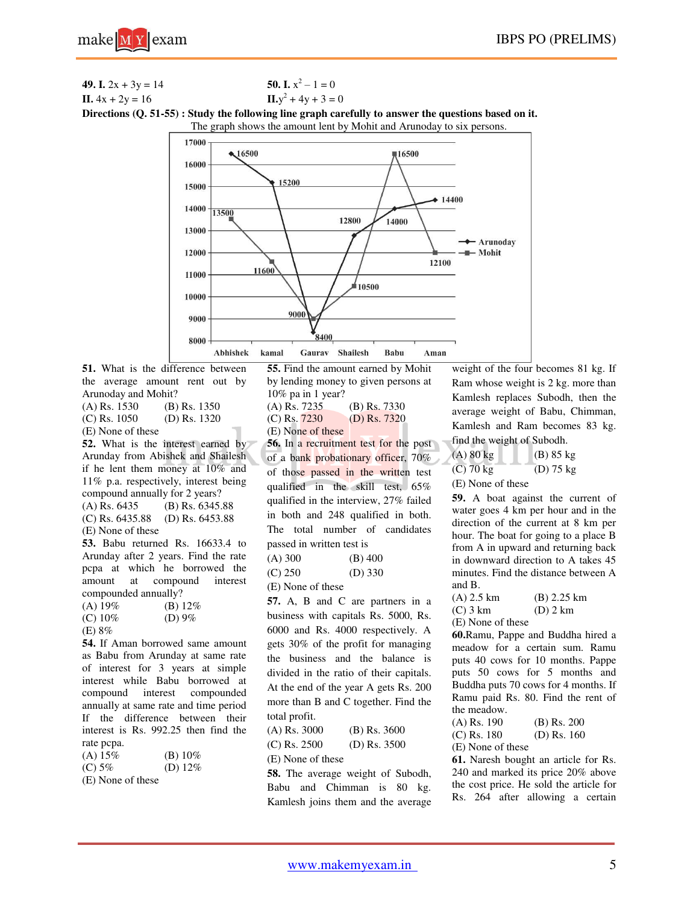**49. I.** $2x + 3y = 14$
**II.** $4x + 2y = 16$

**50. I.** $x^2 - 1 = 0$
**II.** $y^2 + 4y + 3 = 0$

**Directions (Q. 51-55) : Study the following line graph carefully to answer the questions based on it.**

The graph shows the amount lent by Mohit and Arunoday to six persons.

| Person | Arunoday | Mohit |
|---|---|---|
| Abhishek | 16500 | 13500 |
| kamal | 15200 | 11600 |
| Gaurav | 8400 | 9000 |
| Shailesh | 12800 | 10500 |
| Babu | 14000 | 16500 |
| Aman | 14400 | 12100 |

**51.** What is the difference between the average amount rent out by Arunoday and Mohit?
(A) Rs. 1530 (B) Rs. 1350
(C) Rs. 1050 (D) Rs. 1320
(E) None of these

**52.** What is the interest earned by Arunday from Abishek and Shailesh if he lent them money at 10% and 11% p.a. respectively, interest being compound annually for 2 years?
(A) Rs. 6435 (B) Rs. 6345.88
(C) Rs. 6435.88 (D) Rs. 6453.88
(E) None of these

**53.** Babu returned Rs. 16633.4 to Arunday after 2 years. Find the rate pcpa at which he borrowed the amount at compound interest compounded annually?
(A) 19% (B) 12%
(C) 10% (D) 9%
(E) 8%

**54.** If Aman borrowed same amount as Babu from Arunday at same rate of interest for 3 years at simple interest while Babu borrowed at compound interest compounded annually at same rate and time period If the difference between their interest is Rs. 992.25 then find the rate pcpa.
(A) 15% (B) 10%
(C) 5% (D) 12%
(E) None of these

**55.** Find the amount earned by Mohit by lending money to given persons at 10% pa in 1 year?
(A) Rs. 7235 (B) Rs. 7330
(C) Rs. 7230 (D) Rs. 7320
(E) None of these

**56.** In a recruitment test for the post of a bank probationary officer, 70% of those passed in the written test qualified in the skill test, 65% qualified in the interview, 27% failed in both and 248 qualified in both. The total number of candidates passed in written test is
(A) 300 (B) 400
(C) 250 (D) 330
(E) None of these

**57.** A, B and C are partners in a business with capitals Rs. 5000, Rs. 6000 and Rs. 4000 respectively. A gets 30% of the profit for managing the business and the balance is divided in the ratio of their capitals. At the end of the year A gets Rs. 200 more than B and C together. Find the total profit.
(A) Rs. 3000 (B) Rs. 3600
(C) Rs. 2500 (D) Rs. 3500
(E) None of these

**58.** The average weight of Subodh, Babu and Chimman is 80 kg. Kamlesh joins them and the average weight of the four becomes 81 kg. If Ram whose weight is 2 kg. more than Kamlesh replaces Subodh, then the average weight of Babu, Chimman, Kamlesh and Ram becomes 83 kg. find the weight of Subodh.
(A) 80 kg (B) 85 kg
(C) 70 kg (D) 75 kg
(E) None of these

**59.** A boat against the current of water goes 4 km per hour and in the direction of the current at 8 km per hour. The boat for going to a place B from A in upward and returning back in downward direction to A takes 45 minutes. Find the distance between A and B.
(A) 2.5 km (B) 2.25 km
(C) 3 km (D) 2 km
(E) None of these

**60.** Ramu, Pappe and Buddha hired a meadow for a certain sum. Ramu puts 40 cows for 10 months. Pappe puts 50 cows for 5 months and Buddha puts 70 cows for 4 months. If Ramu paid Rs. 80. Find the rent of the meadow.
(A) Rs. 190 (B) Rs. 200
(C) Rs. 180 (D) Rs. 160
(E) None of these

**61.** Naresh bought an article for Rs. 240 and marked its price 20% above the cost price. He sold the article for Rs. 264 after allowing a certain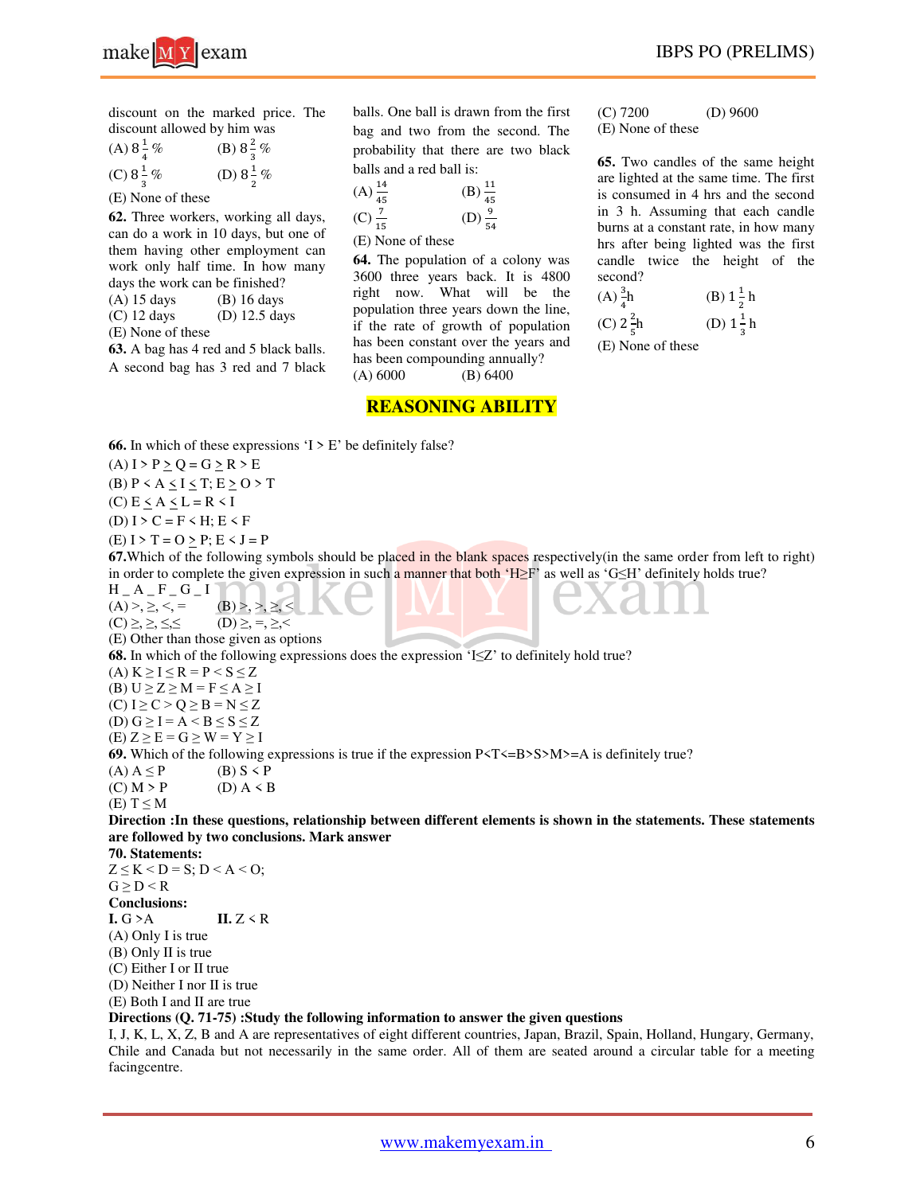discount on the marked price. The discount allowed by him was

(A) $8\frac{1}{4}\%$ (B) $8\frac{2}{3}\%$
(C) $8\frac{1}{3}\%$ (D) $8\frac{1}{2}\%$
(E) None of these

**62.** Three workers, working all days, can do a work in 10 days, but one of them having other employment can work only half time. In how many days the work can be finished?

(A) 15 days (B) 16 days
(C) 12 days (D) 12.5 days
(E) None of these

**63.** A bag has 4 red and 5 black balls. A second bag has 3 red and 7 black balls. One ball is drawn from the first bag and two from the second. The probability that there are two black balls and a red ball is:

(A) $\frac{14}{45}$ (B) $\frac{11}{45}$
(C) $\frac{7}{15}$ (D) $\frac{9}{54}$
(E) None of these

**64.** The population of a colony was 3600 three years back. It is 4800 right now. What will be the population three years down the line, if the rate of growth of population has been constant over the years and has been compounding annually?

(A) 6000 (B) 6400
(C) 7200 (D) 9600
(E) None of these

**65.** Two candles of the same height are lighted at the same time. The first is consumed in 4 hrs and the second in 3 h. Assuming that each candle burns at a constant rate, in how many hrs after being lighted was the first candle twice the height of the second?

(A) $\frac{3}{4}$h (B) $1\frac{1}{2}$ h
(C) $2\frac{2}{5}$h (D) $1\frac{1}{3}$ h
(E) None of these

## REASONING ABILITY

**66.** In which of these expressions 'I > E' be definitely false?

(A) I > P ≥ Q = G ≥ R > E
(B) P < A ≤ I ≤ T; E ≥ O > T
(C) E ≤ A ≤ L = R < I
(D) I > C = F < H; E < F
(E) I > T = O ≥ P; E < J = P

**67.** Which of the following symbols should be placed in the blank spaces respectively(in the same order from left to right) in order to complete the given expression in such a manner that both 'H≥F' as well as 'G≤H' definitely holds true?

H _ A _ F _ G _ I

(A) >, ≥, <, = (B) >, >, ≥, <
(C) ≥, ≥, ≤,≤ (D) ≥, =, ≥,<
(E) Other than those given as options

**68.** In which of the following expressions does the expression 'I≤Z' to definitely hold true?

(A) K ≥ I ≤ R = P < S ≤ Z
(B) U ≥ Z ≥ M = F ≤ A ≥ I
(C) I ≥ C > Q ≥ B = N ≤ Z
(D) G ≥ I = A < B ≤ S ≤ Z
(E) Z ≥ E = G ≥ W = Y ≥ I

**69.** Which of the following expressions is true if the expression P<T<=B>S>M>=A is definitely true?

(A) A ≤ P (B) S < P
(C) M > P (D) A < B
(E) T ≤ M

**Direction :In these questions, relationship between different elements is shown in the statements. These statements are followed by two conclusions. Mark answer**

**70. Statements:**

Z ≤ K < D = S; D < A < O;
G ≥ D < R

**Conclusions:**

**I.** G >A **II.** Z < R

(A) Only I is true
(B) Only II is true
(C) Either I or II true
(D) Neither I nor II is true
(E) Both I and II are true

**Directions (Q. 71-75) :Study the following information to answer the given questions**

I, J, K, L, X, Z, B and A are representatives of eight different countries, Japan, Brazil, Spain, Holland, Hungary, Germany, Chile and Canada but not necessarily in the same order. All of them are seated around a circular table for a meeting facingcentre.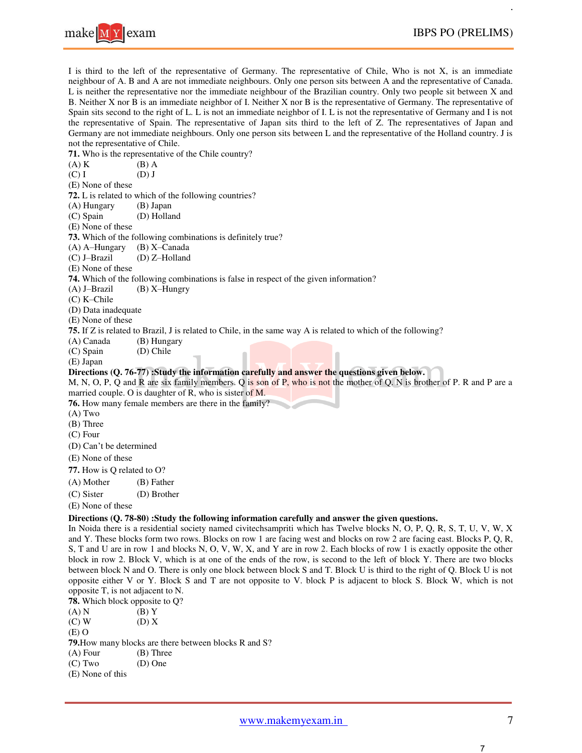I is third to the left of the representative of Germany. The representative of Chile, Who is not X, is an immediate neighbour of A. B and A are not immediate neighbours. Only one person sits between A and the representative of Canada. L is neither the representative nor the immediate neighbour of the Brazilian country. Only two people sit between X and B. Neither X nor B is an immediate neighbor of I. Neither X nor B is the representative of Germany. The representative of Spain sits second to the right of L. L is not an immediate neighbor of I. L is not the representative of Germany and I is not the representative of Spain. The representative of Japan sits third to the left of Z. The representatives of Japan and Germany are not immediate neighbours. Only one person sits between L and the representative of the Holland country. J is not the representative of Chile.

**71.** Who is the representative of the Chile country?

(A) K (B) A
(C) I (D) J
(E) None of these

**72.** L is related to which of the following countries?

(A) Hungary (B) Japan
(C) Spain (D) Holland
(E) None of these

**73.** Which of the following combinations is definitely true?

(A) A–Hungary (B) X–Canada
(C) J–Brazil (D) Z–Holland
(E) None of these

**74.** Which of the following combinations is false in respect of the given information?

(A) J–Brazil (B) X–Hungry
(C) K–Chile
(D) Data inadequate
(E) None of these

**75.** If Z is related to Brazil, J is related to Chile, in the same way A is related to which of the following?

(A) Canada (B) Hungary
(C) Spain (D) Chile
(E) Japan

**Directions (Q. 76-77) :Study the information carefully and answer the questions given below.**

M, N, O, P, Q and R are six family members. Q is son of P, who is not the mother of Q. N is brother of P. R and P are a married couple. O is daughter of R, who is sister of M.

**76.** How many female members are there in the family?

(A) Two
(B) Three
(C) Four
(D) Can't be determined
(E) None of these

**77.** How is Q related to O?

(A) Mother (B) Father
(C) Sister (D) Brother
(E) None of these

**Directions (Q. 78-80) :Study the following information carefully and answer the given questions.**

In Noida there is a residential society named civitechsampriti which has Twelve blocks N, O, P, Q, R, S, T, U, V, W, X and Y. These blocks form two rows. Blocks on row 1 are facing west and blocks on row 2 are facing east. Blocks P, Q, R, S, T and U are in row 1 and blocks N, O, V, W, X, and Y are in row 2. Each blocks of row 1 is exactly opposite the other block in row 2. Block V, which is at one of the ends of the row, is second to the left of block Y. There are two blocks between block N and O. There is only one block between block S and T. Block U is third to the right of Q. Block U is not opposite either V or Y. Block S and T are not opposite to V. block P is adjacent to block S. Block W, which is not opposite T, is not adjacent to N.

**78.** Which block opposite to Q?

(A) N (B) Y
(C) W (D) X
(E) O

**79.** How many blocks are there between blocks R and S?

(A) Four (B) Three
(C) Two (D) One
(E) None of this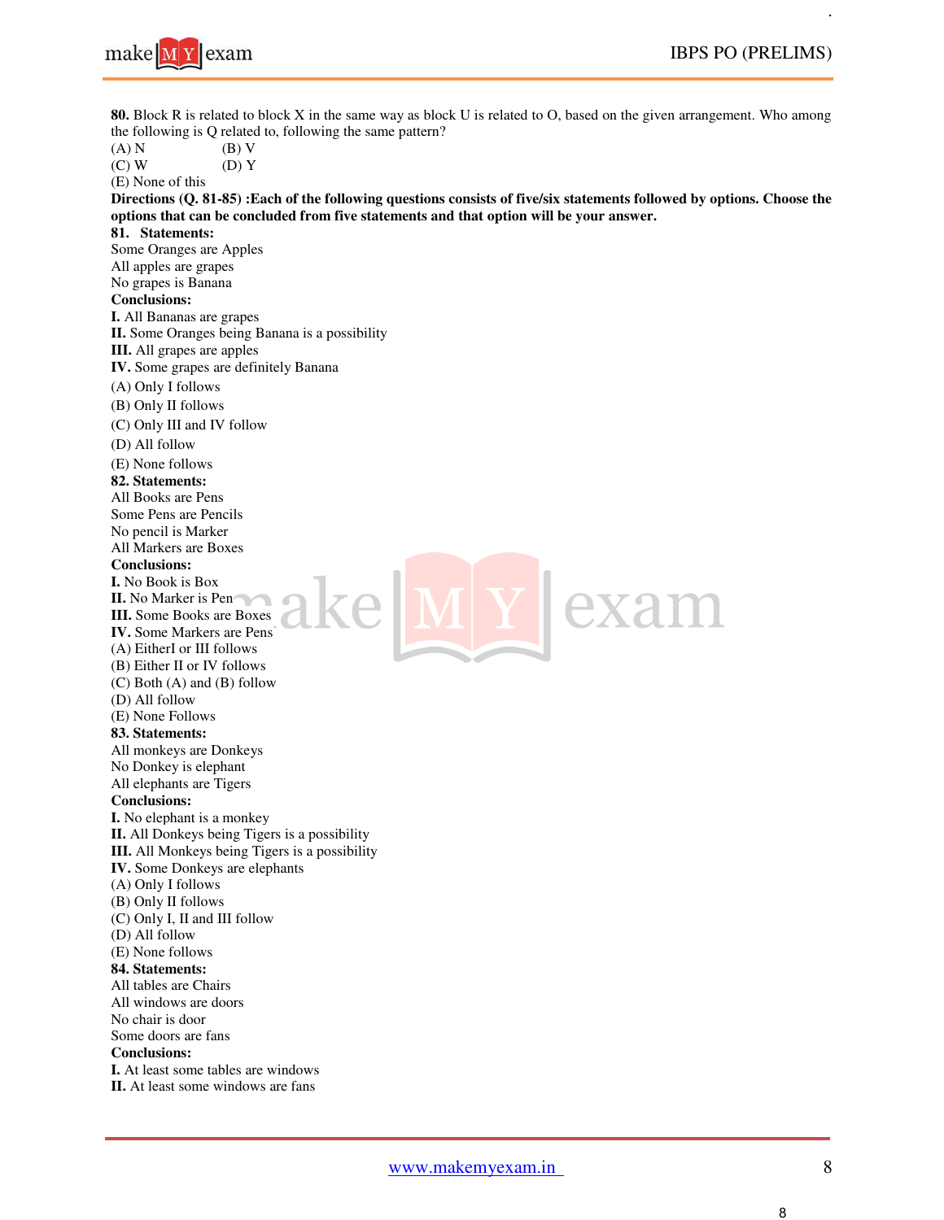**80.** Block R is related to block X in the same way as block U is related to O, based on the given arrangement. Who among the following is Q related to, following the same pattern?

(A) N (B) V

(C) W (D) Y

(E) None of this

**Directions (Q. 81-85) :Each of the following questions consists of five/six statements followed by options. Choose the options that can be concluded from five statements and that option will be your answer.**

**81. Statements:**

Some Oranges are Apples

All apples are grapes

No grapes is Banana

**Conclusions:**

**I.** All Bananas are grapes

**II.** Some Oranges being Banana is a possibility

**III.** All grapes are apples

**IV.** Some grapes are definitely Banana

(A) Only I follows

(B) Only II follows

(C) Only III and IV follow

(D) All follow

(E) None follows

**82. Statements:**

All Books are Pens

Some Pens are Pencils

No pencil is Marker

All Markers are Boxes

**Conclusions:**

**I.** No Book is Box

**II.** No Marker is Pen

**III.** Some Books are Boxes

**IV.** Some Markers are Pens

(A) EitherI or III follows

(B) Either II or IV follows

(C) Both (A) and (B) follow

(D) All follow

(E) None Follows

**83. Statements:**

All monkeys are Donkeys

No Donkey is elephant

All elephants are Tigers

**Conclusions:**

**I.** No elephant is a monkey

**II.** All Donkeys being Tigers is a possibility

**III.** All Monkeys being Tigers is a possibility

**IV.** Some Donkeys are elephants

(A) Only I follows

(B) Only II follows

(C) Only I, II and III follow

(D) All follow

(E) None follows

**84. Statements:**

All tables are Chairs

All windows are doors

No chair is door

Some doors are fans

**Conclusions:**

**I.** At least some tables are windows

**II.** At least some windows are fans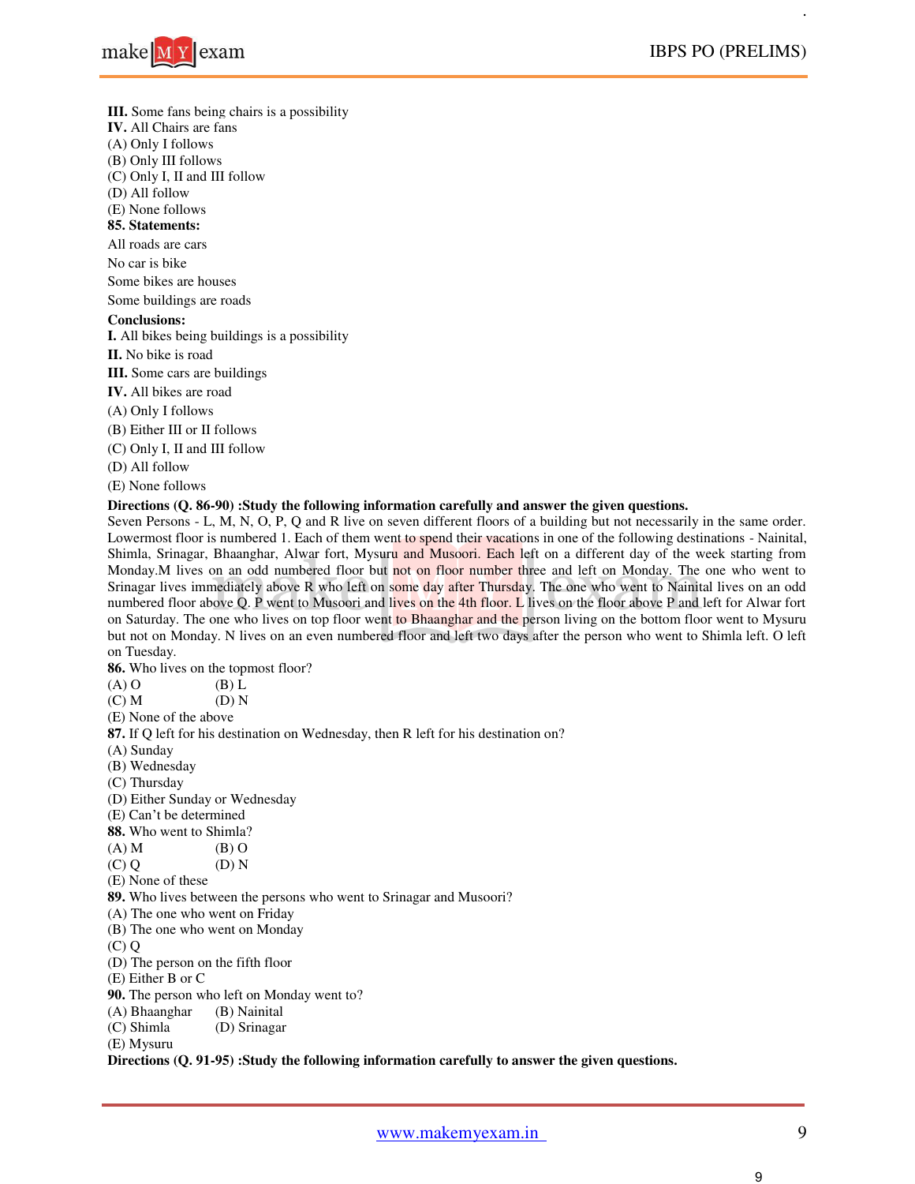**III.** Some fans being chairs is a possibility
**IV.** All Chairs are fans
(A) Only I follows
(B) Only III follows
(C) Only I, II and III follow
(D) All follow
(E) None follows

**85. Statements:**

All roads are cars

No car is bike

Some bikes are houses

Some buildings are roads

**Conclusions:**

**I.** All bikes being buildings is a possibility
**II.** No bike is road
**III.** Some cars are buildings
**IV.** All bikes are road
(A) Only I follows
(B) Either III or II follows
(C) Only I, II and III follow
(D) All follow
(E) None follows

**Directions (Q. 86-90) :Study the following information carefully and answer the given questions.**

Seven Persons - L, M, N, O, P, Q and R live on seven different floors of a building but not necessarily in the same order. Lowermost floor is numbered 1. Each of them went to spend their vacations in one of the following destinations - Nainital, Shimla, Srinagar, Bhaanghar, Alwar fort, Mysuru and Musoori. Each left on a different day of the week starting from Monday.M lives on an odd numbered floor but not on floor number three and left on Monday. The one who went to Srinagar lives immediately above R who left on some day after Thursday. The one who went to Nainital lives on an odd numbered floor above Q. P went to Musoori and lives on the 4th floor. L lives on the floor above P and left for Alwar fort on Saturday. The one who lives on top floor went to Bhaanghar and the person living on the bottom floor went to Mysuru but not on Monday. N lives on an even numbered floor and left two days after the person who went to Shimla left. O left on Tuesday.

**86.** Who lives on the topmost floor?
(A) O (B) L
(C) M (D) N
(E) None of the above

**87.** If Q left for his destination on Wednesday, then R left for his destination on?
(A) Sunday
(B) Wednesday
(C) Thursday
(D) Either Sunday or Wednesday
(E) Can't be determined

**88.** Who went to Shimla?
(A) M (B) O
(C) Q (D) N
(E) None of these

**89.** Who lives between the persons who went to Srinagar and Musoori?
(A) The one who went on Friday
(B) The one who went on Monday
(C) Q
(D) The person on the fifth floor
(E) Either B or C

**90.** The person who left on Monday went to?
(A) Bhaanghar (B) Nainital
(C) Shimla (D) Srinagar
(E) Mysuru

**Directions (Q. 91-95) :Study the following information carefully to answer the given questions.**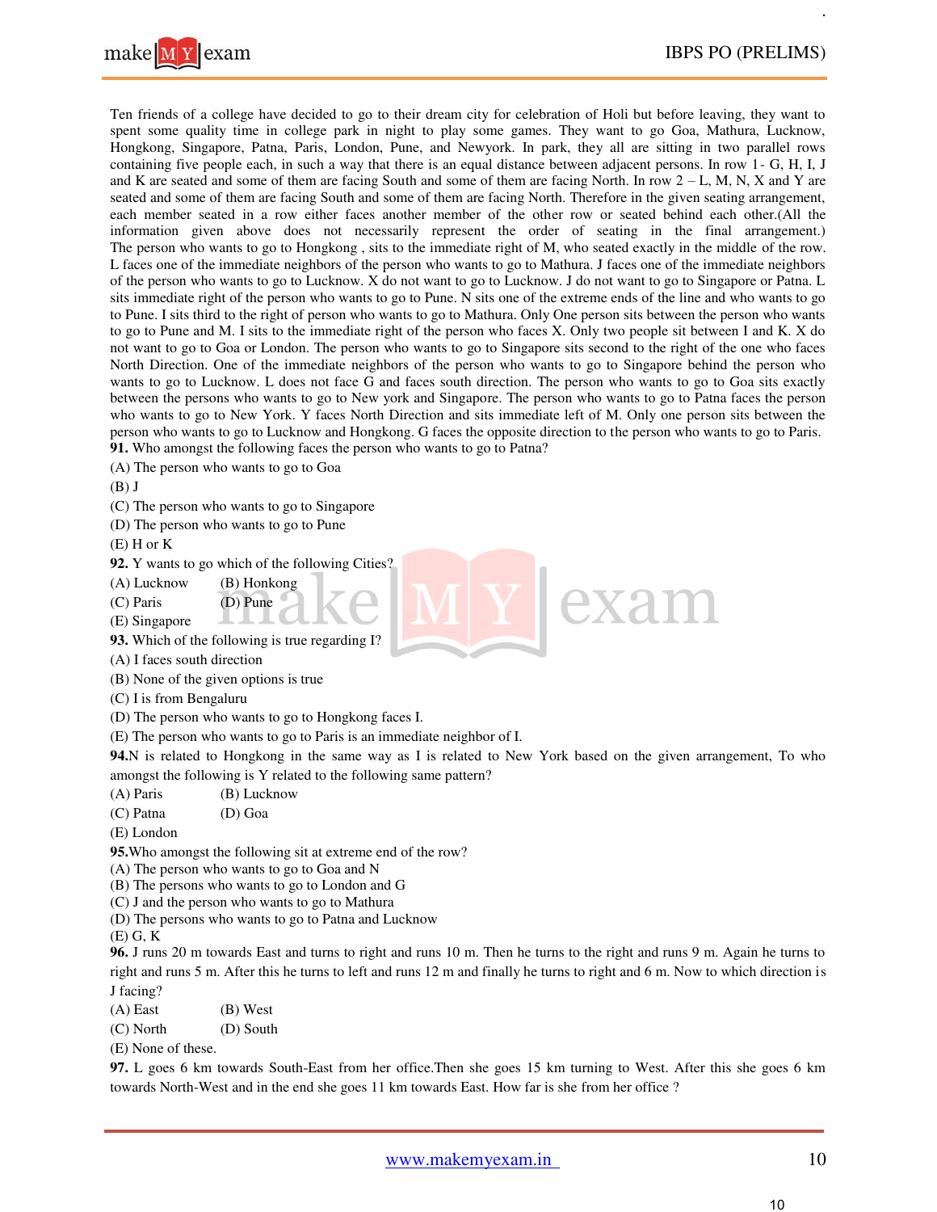Ten friends of a college have decided to go to their dream city for celebration of Holi but before leaving, they want to spent some quality time in college park in night to play some games. They want to go Goa, Mathura, Lucknow, Hongkong, Singapore, Patna, Paris, London, Pune, and Newyork. In park, they all are sitting in two parallel rows containing five people each, in such a way that there is an equal distance between adjacent persons. In row 1- G, H, I, J and K are seated and some of them are facing South and some of them are facing North. In row 2 – L, M, N, X and Y are seated and some of them are facing South and some of them are facing North. Therefore in the given seating arrangement, each member seated in a row either faces another member of the other row or seated behind each other.(All the information given above does not necessarily represent the order of seating in the final arrangement.) The person who wants to go to Hongkong , sits to the immediate right of M, who seated exactly in the middle of the row. L faces one of the immediate neighbors of the person who wants to go to Mathura. J faces one of the immediate neighbors of the person who wants to go to Lucknow. X do not want to go to Lucknow. J do not want to go to Singapore or Patna. L sits immediate right of the person who wants to go to Pune. N sits one of the extreme ends of the line and who wants to go to Pune. I sits third to the right of person who wants to go to Mathura. Only One person sits between the person who wants to go to Pune and M. I sits to the immediate right of the person who faces X. Only two people sit between I and K. X do not want to go to Goa or London. The person who wants to go to Singapore sits second to the right of the one who faces North Direction. One of the immediate neighbors of the person who wants to go to Singapore behind the person who wants to go to Lucknow. L does not face G and faces south direction. The person who wants to go to Goa sits exactly between the persons who wants to go to New york and Singapore. The person who wants to go to Patna faces the person who wants to go to New York. Y faces North Direction and sits immediate left of M. Only one person sits between the person who wants to go to Lucknow and Hongkong. G faces the opposite direction to the person who wants to go to Paris.

**91.** Who amongst the following faces the person who wants to go to Patna?

(A) The person who wants to go to Goa

(B) J

(C) The person who wants to go to Singapore

(D) The person who wants to go to Pune

(E) H or K

**92.** Y wants to go which of the following Cities?

(A) Lucknow (B) Honkong

(C) Paris (D) Pune

(E) Singapore

**93.** Which of the following is true regarding I?

(A) I faces south direction

(B) None of the given options is true

(C) I is from Bengaluru

(D) The person who wants to go to Hongkong faces I.

(E) The person who wants to go to Paris is an immediate neighbor of I.

**94.** N is related to Hongkong in the same way as I is related to New York based on the given arrangement, To who amongst the following is Y related to the following same pattern?

(A) Paris (B) Lucknow

(C) Patna (D) Goa

(E) London

**95.** Who amongst the following sit at extreme end of the row?

(A) The person who wants to go to Goa and N

(B) The persons who wants to go to London and G

(C) J and the person who wants to go to Mathura

(D) The persons who wants to go to Patna and Lucknow

(E) G, K

**96.** J runs 20 m towards East and turns to right and runs 10 m. Then he turns to the right and runs 9 m. Again he turns to right and runs 5 m. After this he turns to left and runs 12 m and finally he turns to right and 6 m. Now to which direction is J facing?

(A) East (B) West

(C) North (D) South

(E) None of these.

**97.** L goes 6 km towards South-East from her office.Then she goes 15 km turning to West. After this she goes 6 km towards North-West and in the end she goes 11 km towards East. How far is she from her office ?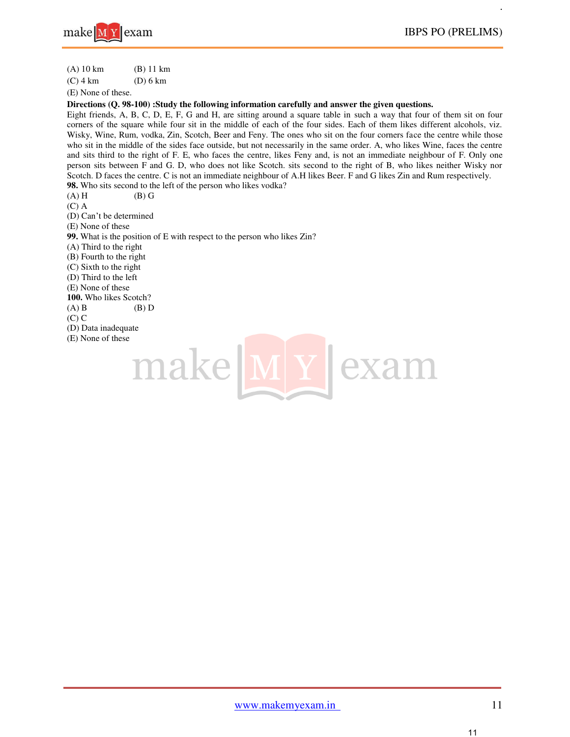(A) 10 km (B) 11 km
(C) 4 km (D) 6 km
(E) None of these.

**Directions (Q. 98-100) :Study the following information carefully and answer the given questions.**

Eight friends, A, B, C, D, E, F, G and H, are sitting around a square table in such a way that four of them sit on four corners of the square while four sit in the middle of each of the four sides. Each of them likes different alcohols, viz. Wisky, Wine, Rum, vodka, Zin, Scotch, Beer and Feny. The ones who sit on the four corners face the centre while those who sit in the middle of the sides face outside, but not necessarily in the same order. A, who likes Wine, faces the centre and sits third to the right of F. E, who faces the centre, likes Feny and, is not an immediate neighbour of F. Only one person sits between F and G. D, who does not like Scotch. sits second to the right of B, who likes neither Wisky nor Scotch. D faces the centre. C is not an immediate neighbour of A.H likes Beer. F and G likes Zin and Rum respectively.

**98.** Who sits second to the left of the person who likes vodka?
(A) H (B) G
(C) A
(D) Can't be determined
(E) None of these

**99.** What is the position of E with respect to the person who likes Zin?
(A) Third to the right
(B) Fourth to the right
(C) Sixth to the right
(D) Third to the left
(E) None of these

**100.** Who likes Scotch?
(A) B (B) D
(C) C
(D) Data inadequate
(E) None of these